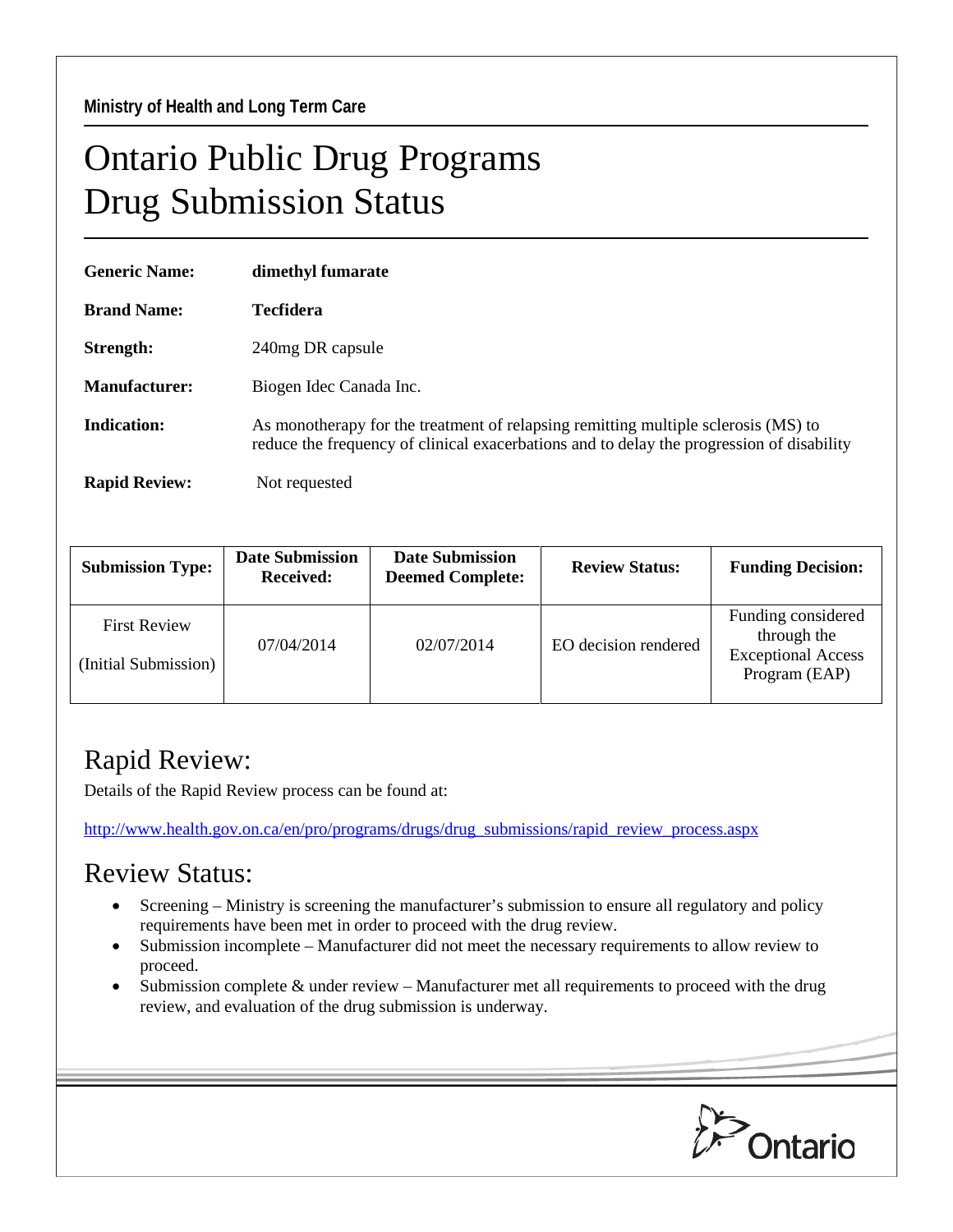**Ministry of Health and Long Term Care**

# Ontario Public Drug Programs
# Drug Submission Status

**Generic Name:** **dimethyl fumarate**

**Brand Name:** **Tecfidera**

**Strength:** 240mg DR capsule

**Manufacturer:** Biogen Idec Canada Inc.

**Indication:** As monotherapy for the treatment of relapsing remitting multiple sclerosis (MS) to reduce the frequency of clinical exacerbations and to delay the progression of disability

**Rapid Review:** Not requested

| Submission Type: | Date Submission Received: | Date Submission Deemed Complete: | Review Status: | Funding Decision: |
|---|---|---|---|---|
| First Review (Initial Submission) | 07/04/2014 | 02/07/2014 | EO decision rendered | Funding considered through the Exceptional Access Program (EAP) |

## Rapid Review:

Details of the Rapid Review process can be found at:

http://www.health.gov.on.ca/en/pro/programs/drugs/drug_submissions/rapid_review_process.aspx

## Review Status:

- Screening – Ministry is screening the manufacturer's submission to ensure all regulatory and policy requirements have been met in order to proceed with the drug review.
- Submission incomplete – Manufacturer did not meet the necessary requirements to allow review to proceed.
- Submission complete & under review – Manufacturer met all requirements to proceed with the drug review, and evaluation of the drug submission is underway.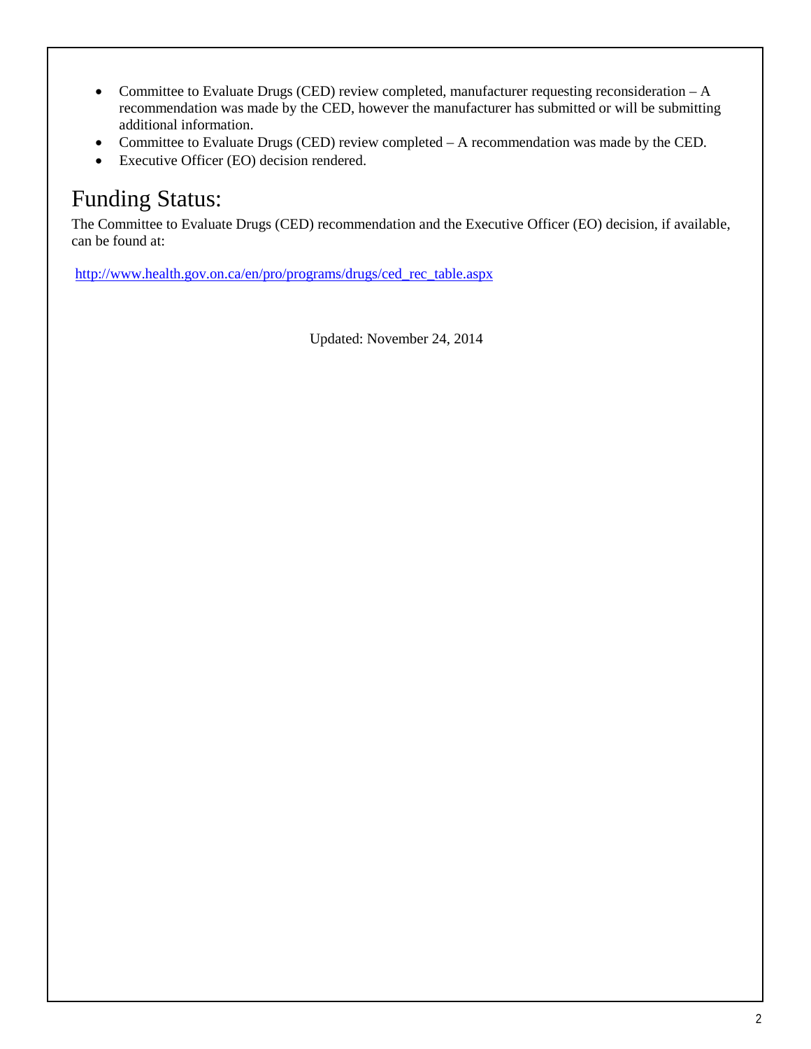- Committee to Evaluate Drugs (CED) review completed, manufacturer requesting reconsideration – A recommendation was made by the CED, however the manufacturer has submitted or will be submitting additional information.
- Committee to Evaluate Drugs (CED) review completed – A recommendation was made by the CED.
- Executive Officer (EO) decision rendered.

# Funding Status:

The Committee to Evaluate Drugs (CED) recommendation and the Executive Officer (EO) decision, if available, can be found at:

http://www.health.gov.on.ca/en/pro/programs/drugs/ced_rec_table.aspx

Updated: November 24, 2014